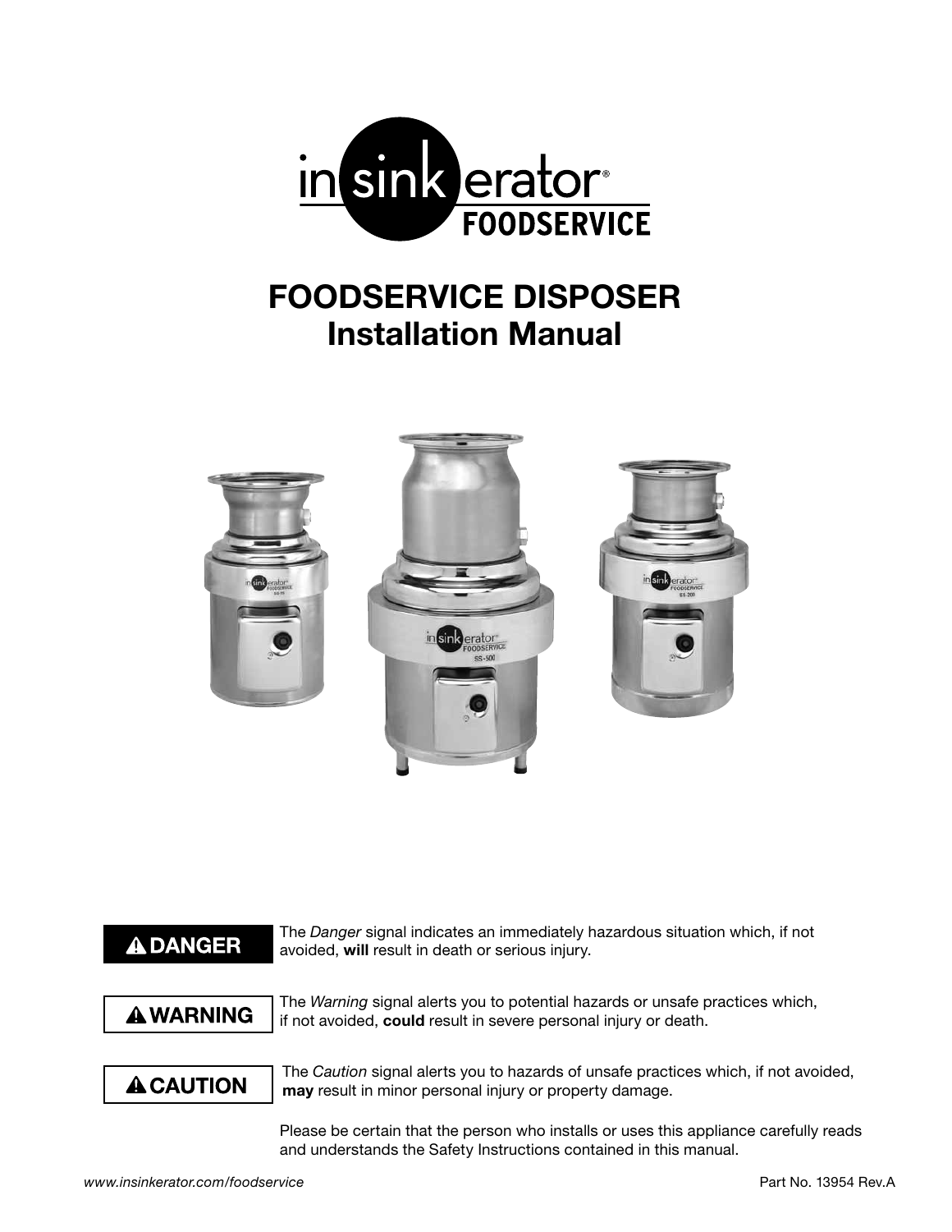# FOODSERVICE DISPOSER
## Installation Manual

**⚠ DANGER** — The *Danger* signal indicates an immediately hazardous situation which, if not avoided, **will** result in death or serious injury.

**⚠ WARNING** — The *Warning* signal alerts you to potential hazards or unsafe practices which, if not avoided, **could** result in severe personal injury or death.

**⚠ CAUTION** — The *Caution* signal alerts you to hazards of unsafe practices which, if not avoided, **may** result in minor personal injury or property damage.

Please be certain that the person who installs or uses this appliance carefully reads and understands the Safety Instructions contained in this manual.

*www.insinkerator.com/foodservice*

Part No. 13954 Rev.A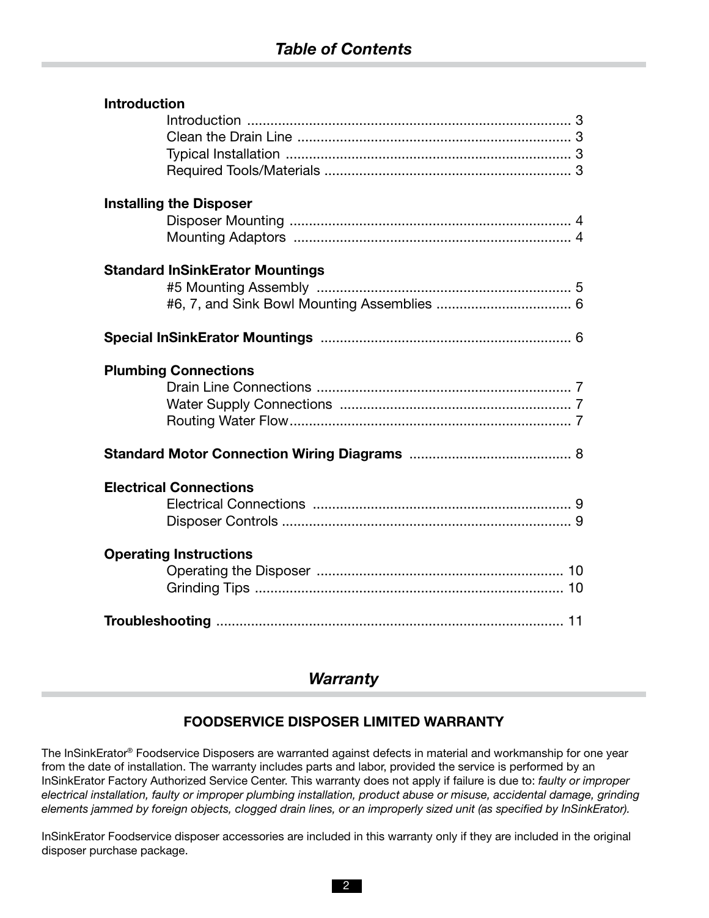## *Table of Contents*

**Introduction**

- Introduction .................................................................................... 3
- Clean the Drain Line ...................................................................... 3
- Typical Installation .......................................................................... 3
- Required Tools/Materials ................................................................ 3

**Installing the Disposer**

- Disposer Mounting ......................................................................... 4
- Mounting Adaptors ........................................................................ 4

**Standard InSinkErator Mountings**

- #5 Mounting Assembly .................................................................. 5
- #6, 7, and Sink Bowl Mounting Assemblies ................................... 6

**Special InSinkErator Mountings** ................................................................. 6

**Plumbing Connections**

- Drain Line Connections .................................................................. 7
- Water Supply Connections ............................................................ 7
- Routing Water Flow......................................................................... 7

**Standard Motor Connection Wiring Diagrams** .......................................... 8

**Electrical Connections**

- Electrical Connections ................................................................... 9
- Disposer Controls ........................................................................... 9

**Operating Instructions**

- Operating the Disposer ................................................................ 10
- Grinding Tips ................................................................................ 10

**Troubleshooting** .......................................................................................... 11

## *Warranty*

### FOODSERVICE DISPOSER LIMITED WARRANTY

The InSinkErator® Foodservice Disposers are warranted against defects in material and workmanship for one year from the date of installation. The warranty includes parts and labor, provided the service is performed by an InSinkErator Factory Authorized Service Center. This warranty does not apply if failure is due to: *faulty or improper electrical installation, faulty or improper plumbing installation, product abuse or misuse, accidental damage, grinding elements jammed by foreign objects, clogged drain lines, or an improperly sized unit (as specified by InSinkErator).*

InSinkErator Foodservice disposer accessories are included in this warranty only if they are included in the original disposer purchase package.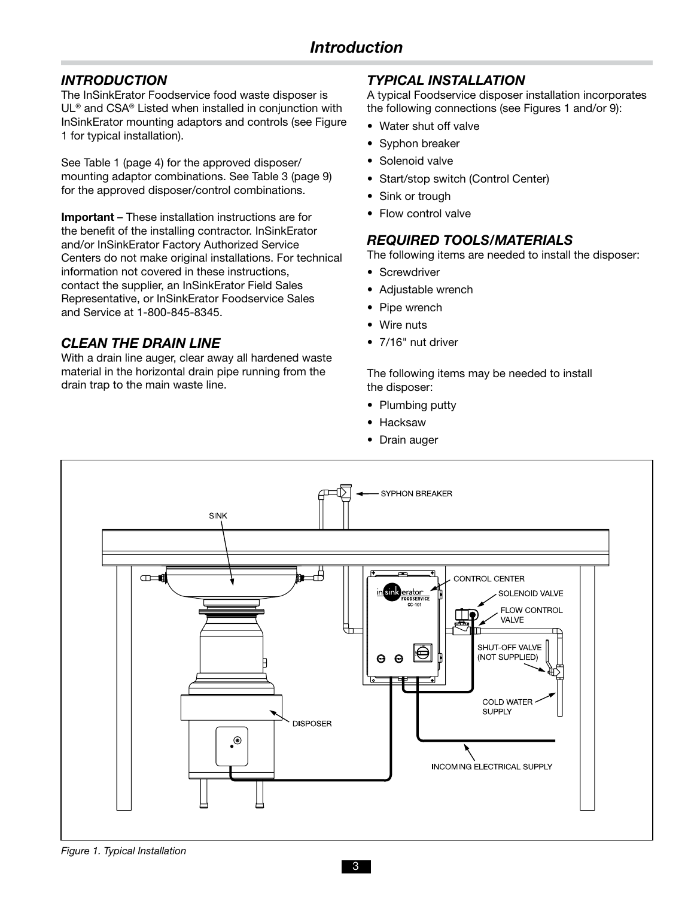## INTRODUCTION

The InSinkErator Foodservice food waste disposer is UL® and CSA® Listed when installed in conjunction with InSinkErator mounting adaptors and controls (see Figure 1 for typical installation).

See Table 1 (page 4) for the approved disposer/mounting adaptor combinations. See Table 3 (page 9) for the approved disposer/control combinations.

**Important** – These installation instructions are for the benefit of the installing contractor. InSinkErator and/or InSinkErator Factory Authorized Service Centers do not make original installations. For technical information not covered in these instructions, contact the supplier, an InSinkErator Field Sales Representative, or InSinkErator Foodservice Sales and Service at 1-800-845-8345.

## CLEAN THE DRAIN LINE

With a drain line auger, clear away all hardened waste material in the horizontal drain pipe running from the drain trap to the main waste line.

## TYPICAL INSTALLATION

A typical Foodservice disposer installation incorporates the following connections (see Figures 1 and/or 9):

- Water shut off valve
- Syphon breaker
- Solenoid valve
- Start/stop switch (Control Center)
- Sink or trough
- Flow control valve

## REQUIRED TOOLS/MATERIALS

The following items are needed to install the disposer:

- Screwdriver
- Adjustable wrench
- Pipe wrench
- Wire nuts
- 7/16" nut driver

The following items may be needed to install the disposer:

- Plumbing putty
- Hacksaw
- Drain auger

*Figure 1. Typical Installation*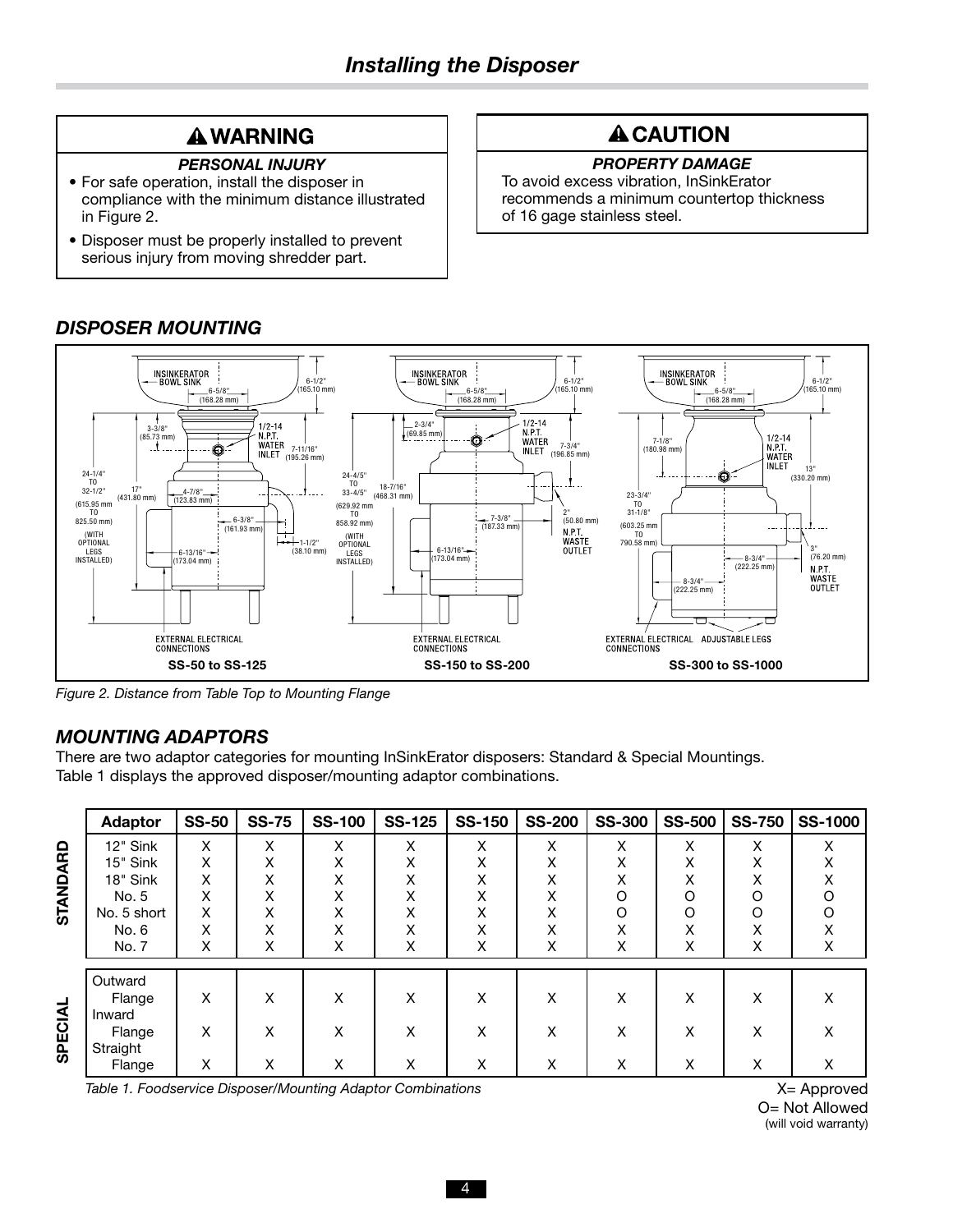## Installing the Disposer

> **⚠ WARNING**
>
> ***PERSONAL INJURY***
>
> - For safe operation, install the disposer in compliance with the minimum distance illustrated in Figure 2.
> - Disposer must be properly installed to prevent serious injury from moving shredder part.

> **⚠ CAUTION**
>
> ***PROPERTY DAMAGE***
>
> To avoid excess vibration, InSinkErator recommends a minimum countertop thickness of 16 gage stainless steel.

### *DISPOSER MOUNTING*

*Figure 2. Distance from Table Top to Mounting Flange*

### *MOUNTING ADAPTORS*

There are two adaptor categories for mounting InSinkErator disposers: Standard & Special Mountings. Table 1 displays the approved disposer/mounting adaptor combinations.

| | Adaptor | SS-50 | SS-75 | SS-100 | SS-125 | SS-150 | SS-200 | SS-300 | SS-500 | SS-750 | SS-1000 |
|---|---|---|---|---|---|---|---|---|---|---|---|
| STANDARD | 12" Sink | X | X | X | X | X | X | X | X | X | X |
| | 15" Sink | X | X | X | X | X | X | X | X | X | X |
| | 18" Sink | X | X | X | X | X | X | X | X | X | X |
| | No. 5 | X | X | X | X | X | X | O | O | O | O |
| | No. 5 short | X | X | X | X | X | X | O | O | O | O |
| | No. 6 | X | X | X | X | X | X | X | X | X | X |
| | No. 7 | X | X | X | X | X | X | X | X | X | X |
| SPECIAL | Outward Flange | X | X | X | X | X | X | X | X | X | X |
| | Inward Flange | X | X | X | X | X | X | X | X | X | X |
| | Straight Flange | X | X | X | X | X | X | X | X | X | X |

*Table 1. Foodservice Disposer/Mounting Adaptor Combinations*

X= Approved
O= Not Allowed
(will void warranty)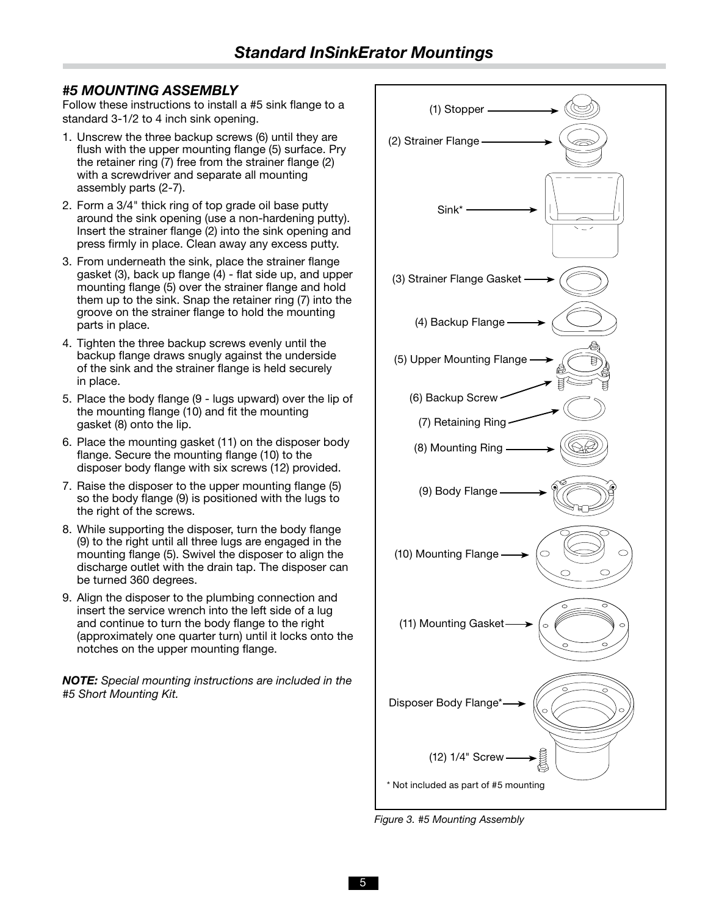## Standard InSinkErator Mountings

### #5 MOUNTING ASSEMBLY

Follow these instructions to install a #5 sink flange to a standard 3-1/2 to 4 inch sink opening.

1. Unscrew the three backup screws (6) until they are flush with the upper mounting flange (5) surface. Pry the retainer ring (7) free from the strainer flange (2) with a screwdriver and separate all mounting assembly parts (2-7).
2. Form a 3/4" thick ring of top grade oil base putty around the sink opening (use a non-hardening putty). Insert the strainer flange (2) into the sink opening and press firmly in place. Clean away any excess putty.
3. From underneath the sink, place the strainer flange gasket (3), back up flange (4) - flat side up, and upper mounting flange (5) over the strainer flange and hold them up to the sink. Snap the retainer ring (7) into the groove on the strainer flange to hold the mounting parts in place.
4. Tighten the three backup screws evenly until the backup flange draws snugly against the underside of the sink and the strainer flange is held securely in place.
5. Place the body flange (9 - lugs upward) over the lip of the mounting flange (10) and fit the mounting gasket (8) onto the lip.
6. Place the mounting gasket (11) on the disposer body flange. Secure the mounting flange (10) to the disposer body flange with six screws (12) provided.
7. Raise the disposer to the upper mounting flange (5) so the body flange (9) is positioned with the lugs to the right of the screws.
8. While supporting the disposer, turn the body flange (9) to the right until all three lugs are engaged in the mounting flange (5). Swivel the disposer to align the discharge outlet with the drain tap. The disposer can be turned 360 degrees.
9. Align the disposer to the plumbing connection and insert the service wrench into the left side of a lug and continue to turn the body flange to the right (approximately one quarter turn) until it locks onto the notches on the upper mounting flange.

***NOTE:*** *Special mounting instructions are included in the #5 Short Mounting Kit.*

(1) Stopper
(2) Strainer Flange
Sink*
(3) Strainer Flange Gasket
(4) Backup Flange
(5) Upper Mounting Flange
(6) Backup Screw
(7) Retaining Ring
(8) Mounting Ring
(9) Body Flange
(10) Mounting Flange
(11) Mounting Gasket
Disposer Body Flange*
(12) 1/4" Screw

\* Not included as part of #5 mounting

*Figure 3. #5 Mounting Assembly*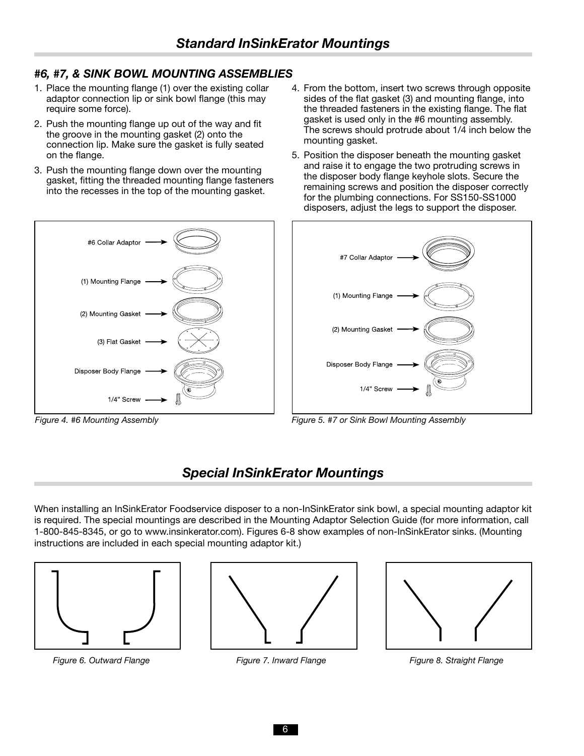## Standard InSinkErator Mountings

### #6, #7, & SINK BOWL MOUNTING ASSEMBLIES

1. Place the mounting flange (1) over the existing collar adaptor connection lip or sink bowl flange (this may require some force).
2. Push the mounting flange up out of the way and fit the groove in the mounting gasket (2) onto the connection lip. Make sure the gasket is fully seated on the flange.
3. Push the mounting flange down over the mounting gasket, fitting the threaded mounting flange fasteners into the recesses in the top of the mounting gasket.
4. From the bottom, insert two screws through opposite sides of the flat gasket (3) and mounting flange, into the threaded fasteners in the existing flange. The flat gasket is used only in the #6 mounting assembly. The screws should protrude about 1/4 inch below the mounting gasket.
5. Position the disposer beneath the mounting gasket and raise it to engage the two protruding screws in the disposer body flange keyhole slots. Secure the remaining screws and position the disposer correctly for the plumbing connections. For SS150-SS1000 disposers, adjust the legs to support the disposer.

#6 Collar Adaptor

(1) Mounting Flange

(2) Mounting Gasket

(3) Flat Gasket

Disposer Body Flange

1/4" Screw

*Figure 4. #6 Mounting Assembly*

#7 Collar Adaptor

(1) Mounting Flange

(2) Mounting Gasket

Disposer Body Flange

1/4" Screw

*Figure 5. #7 or Sink Bowl Mounting Assembly*

## Special InSinkErator Mountings

When installing an InSinkErator Foodservice disposer to a non-InSinkErator sink bowl, a special mounting adaptor kit is required. The special mountings are described in the Mounting Adaptor Selection Guide (for more information, call 1-800-845-8345, or go to www.insinkerator.com). Figures 6-8 show examples of non-InSinkErator sinks. (Mounting instructions are included in each special mounting adaptor kit.)

*Figure 6. Outward Flange*

*Figure 7. Inward Flange*

*Figure 8. Straight Flange*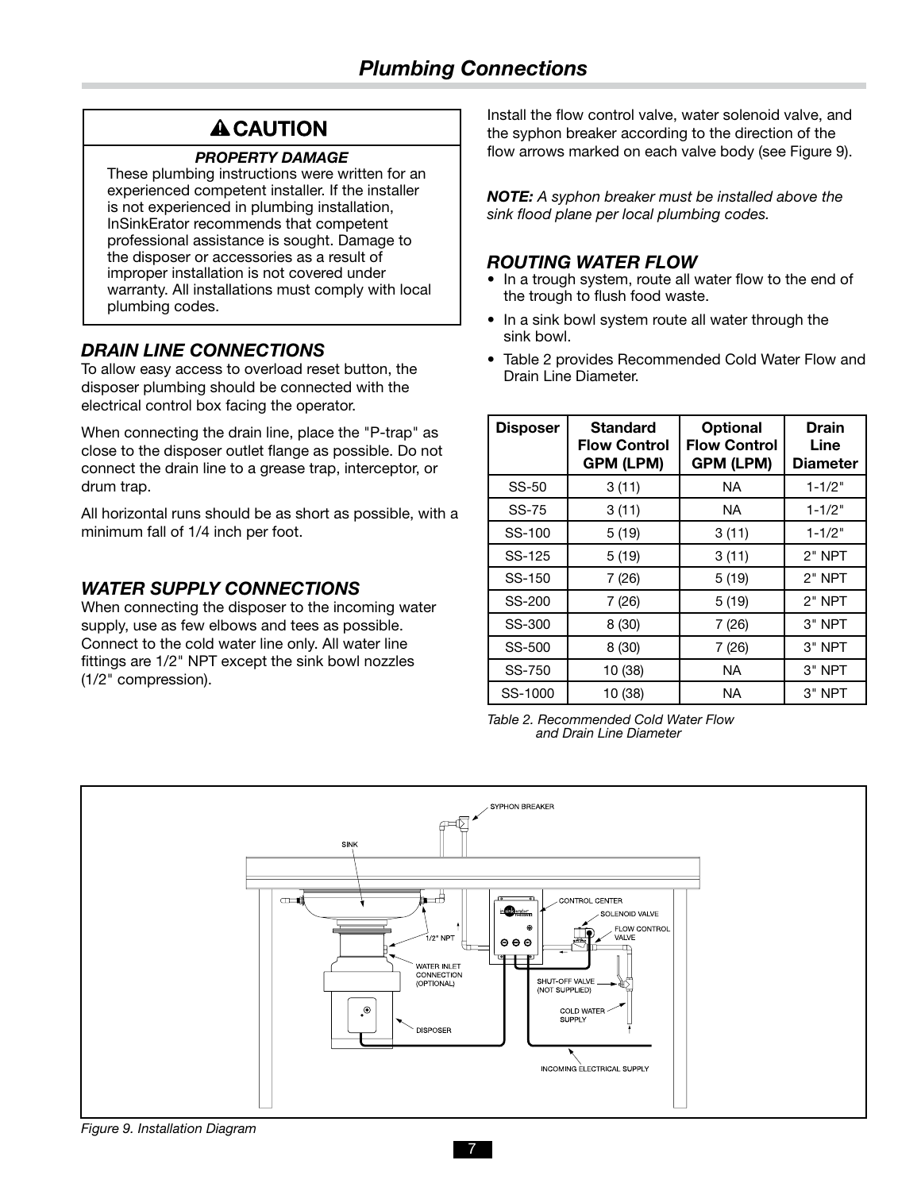# Plumbing Connections

## ⚠ CAUTION

***PROPERTY DAMAGE***

These plumbing instructions were written for an experienced competent installer. If the installer is not experienced in plumbing installation, InSinkErator recommends that competent professional assistance is sought. Damage to the disposer or accessories as a result of improper installation is not covered under warranty. All installations must comply with local plumbing codes.

### *DRAIN LINE CONNECTIONS*

To allow easy access to overload reset button, the disposer plumbing should be connected with the electrical control box facing the operator.

When connecting the drain line, place the "P-trap" as close to the disposer outlet flange as possible. Do not connect the drain line to a grease trap, interceptor, or drum trap.

All horizontal runs should be as short as possible, with a minimum fall of 1/4 inch per foot.

### *WATER SUPPLY CONNECTIONS*

When connecting the disposer to the incoming water supply, use as few elbows and tees as possible. Connect to the cold water line only. All water line fittings are 1/2" NPT except the sink bowl nozzles (1/2" compression).

Install the flow control valve, water solenoid valve, and the syphon breaker according to the direction of the flow arrows marked on each valve body (see Figure 9).

***NOTE:*** *A syphon breaker must be installed above the sink flood plane per local plumbing codes.*

### *ROUTING WATER FLOW*

- In a trough system, route all water flow to the end of the trough to flush food waste.
- In a sink bowl system route all water through the sink bowl.
- Table 2 provides Recommended Cold Water Flow and Drain Line Diameter.

| Disposer | Standard Flow Control GPM (LPM) | Optional Flow Control GPM (LPM) | Drain Line Diameter |
|---|---|---|---|
| SS-50 | 3 (11) | NA | 1-1/2" |
| SS-75 | 3 (11) | NA | 1-1/2" |
| SS-100 | 5 (19) | 3 (11) | 1-1/2" |
| SS-125 | 5 (19) | 3 (11) | 2" NPT |
| SS-150 | 7 (26) | 5 (19) | 2" NPT |
| SS-200 | 7 (26) | 5 (19) | 2" NPT |
| SS-300 | 8 (30) | 7 (26) | 3" NPT |
| SS-500 | 8 (30) | 7 (26) | 3" NPT |
| SS-750 | 10 (38) | NA | 3" NPT |
| SS-1000 | 10 (38) | NA | 3" NPT |

*Table 2. Recommended Cold Water Flow and Drain Line Diameter*

SYPHON BREAKER

SINK

CONTROL CENTER

SOLENOID VALVE

FLOW CONTROL VALVE

1/2" NPT

WATER INLET CONNECTION (OPTIONAL)

SHUT-OFF VALVE (NOT SUPPLIED)

COLD WATER SUPPLY

DISPOSER

INCOMING ELECTRICAL SUPPLY

*Figure 9. Installation Diagram*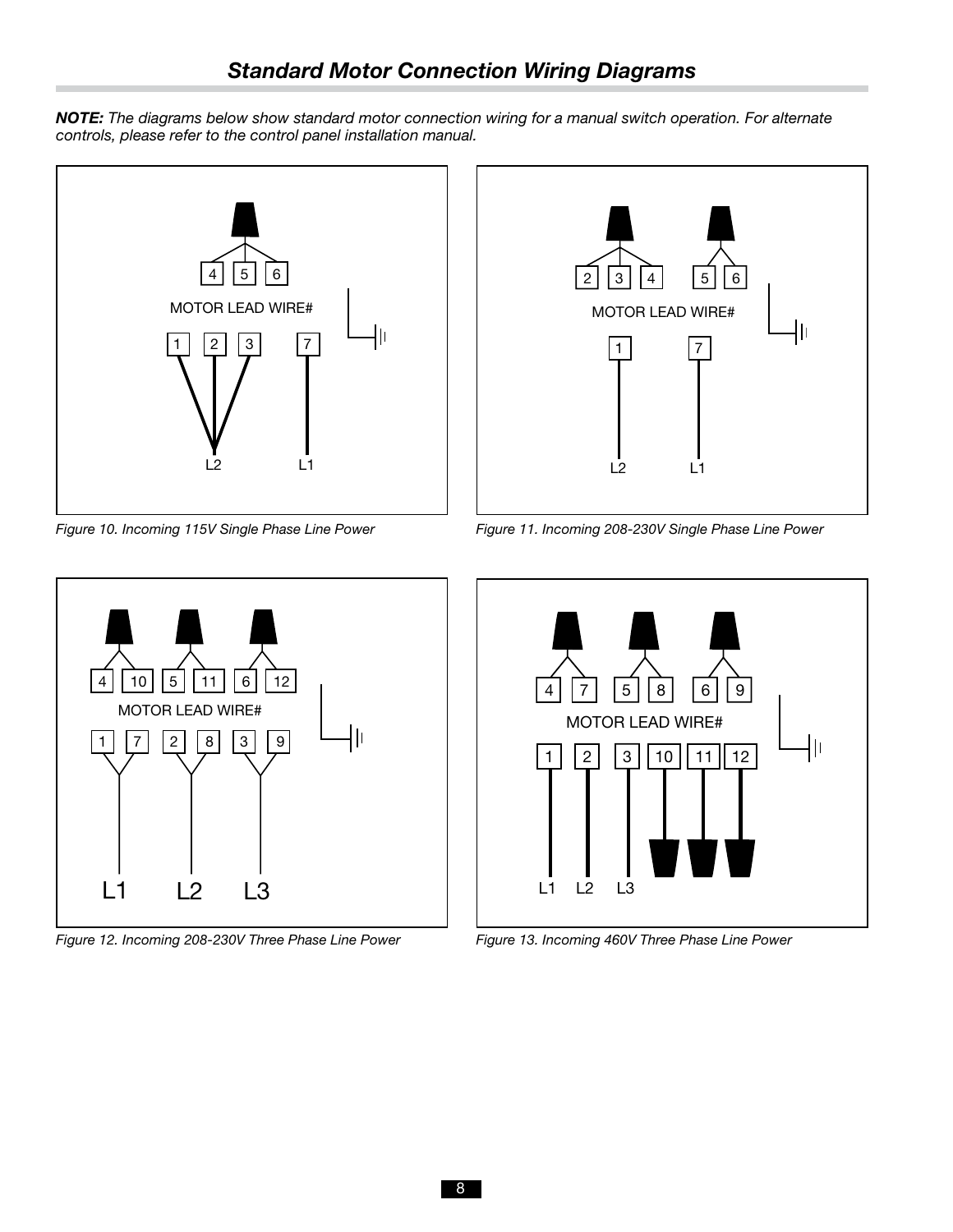## *Standard Motor Connection Wiring Diagrams*

***NOTE:*** *The diagrams below show standard motor connection wiring for a manual switch operation. For alternate controls, please refer to the control panel installation manual.*

4 5 6

MOTOR LEAD WIRE#

1 2 3 7

L2 L1

*Figure 10. Incoming 115V Single Phase Line Power*

2 3 4 5 6

MOTOR LEAD WIRE#

1 7

L2 L1

*Figure 11. Incoming 208-230V Single Phase Line Power*

4 10 5 11 6 12

MOTOR LEAD WIRE#

1 7 2 8 3 9

L1 L2 L3

*Figure 12. Incoming 208-230V Three Phase Line Power*

4 7 5 8 6 9

MOTOR LEAD WIRE#

1 2 3 10 11 12

L1 L2 L3

*Figure 13. Incoming 460V Three Phase Line Power*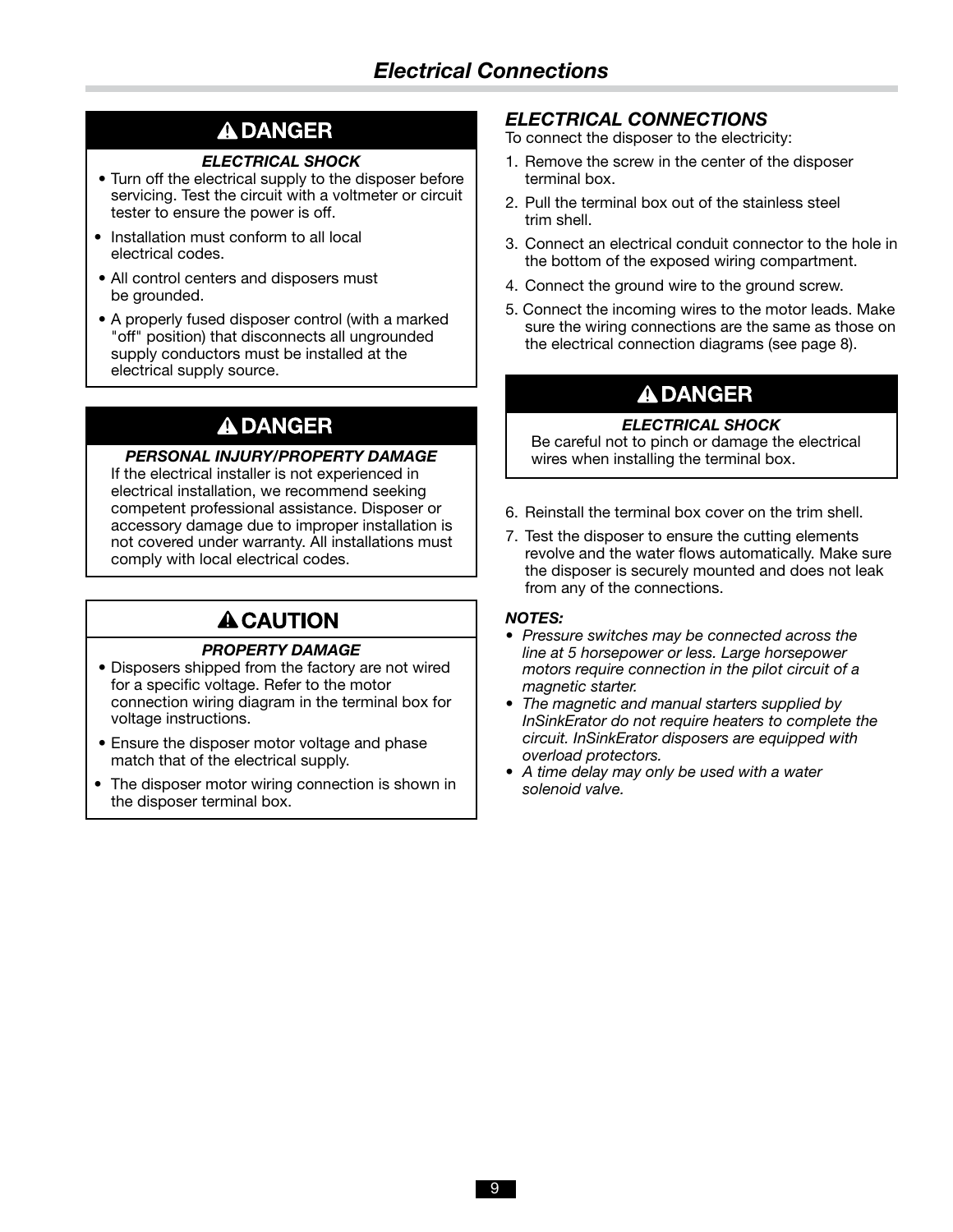# Electrical Connections

## ⚠ DANGER

***ELECTRICAL SHOCK***

- Turn off the electrical supply to the disposer before servicing. Test the circuit with a voltmeter or circuit tester to ensure the power is off.
- Installation must conform to all local electrical codes.
- All control centers and disposers must be grounded.
- A properly fused disposer control (with a marked "off" position) that disconnects all ungrounded supply conductors must be installed at the electrical supply source.

## ⚠ DANGER

***PERSONAL INJURY/PROPERTY DAMAGE***

If the electrical installer is not experienced in electrical installation, we recommend seeking competent professional assistance. Disposer or accessory damage due to improper installation is not covered under warranty. All installations must comply with local electrical codes.

## ⚠ CAUTION

***PROPERTY DAMAGE***

- Disposers shipped from the factory are not wired for a specific voltage. Refer to the motor connection wiring diagram in the terminal box for voltage instructions.
- Ensure the disposer motor voltage and phase match that of the electrical supply.
- The disposer motor wiring connection is shown in the disposer terminal box.

## *ELECTRICAL CONNECTIONS*

To connect the disposer to the electricity:

1. Remove the screw in the center of the disposer terminal box.
2. Pull the terminal box out of the stainless steel trim shell.
3. Connect an electrical conduit connector to the hole in the bottom of the exposed wiring compartment.
4. Connect the ground wire to the ground screw.
5. Connect the incoming wires to the motor leads. Make sure the wiring connections are the same as those on the electrical connection diagrams (see page 8).

## ⚠ DANGER

***ELECTRICAL SHOCK***

Be careful not to pinch or damage the electrical wires when installing the terminal box.

6. Reinstall the terminal box cover on the trim shell.
7. Test the disposer to ensure the cutting elements revolve and the water flows automatically. Make sure the disposer is securely mounted and does not leak from any of the connections.

***NOTES:***

- *Pressure switches may be connected across the line at 5 horsepower or less. Large horsepower motors require connection in the pilot circuit of a magnetic starter.*
- *The magnetic and manual starters supplied by InSinkErator do not require heaters to complete the circuit. InSinkErator disposers are equipped with overload protectors.*
- *A time delay may only be used with a water solenoid valve.*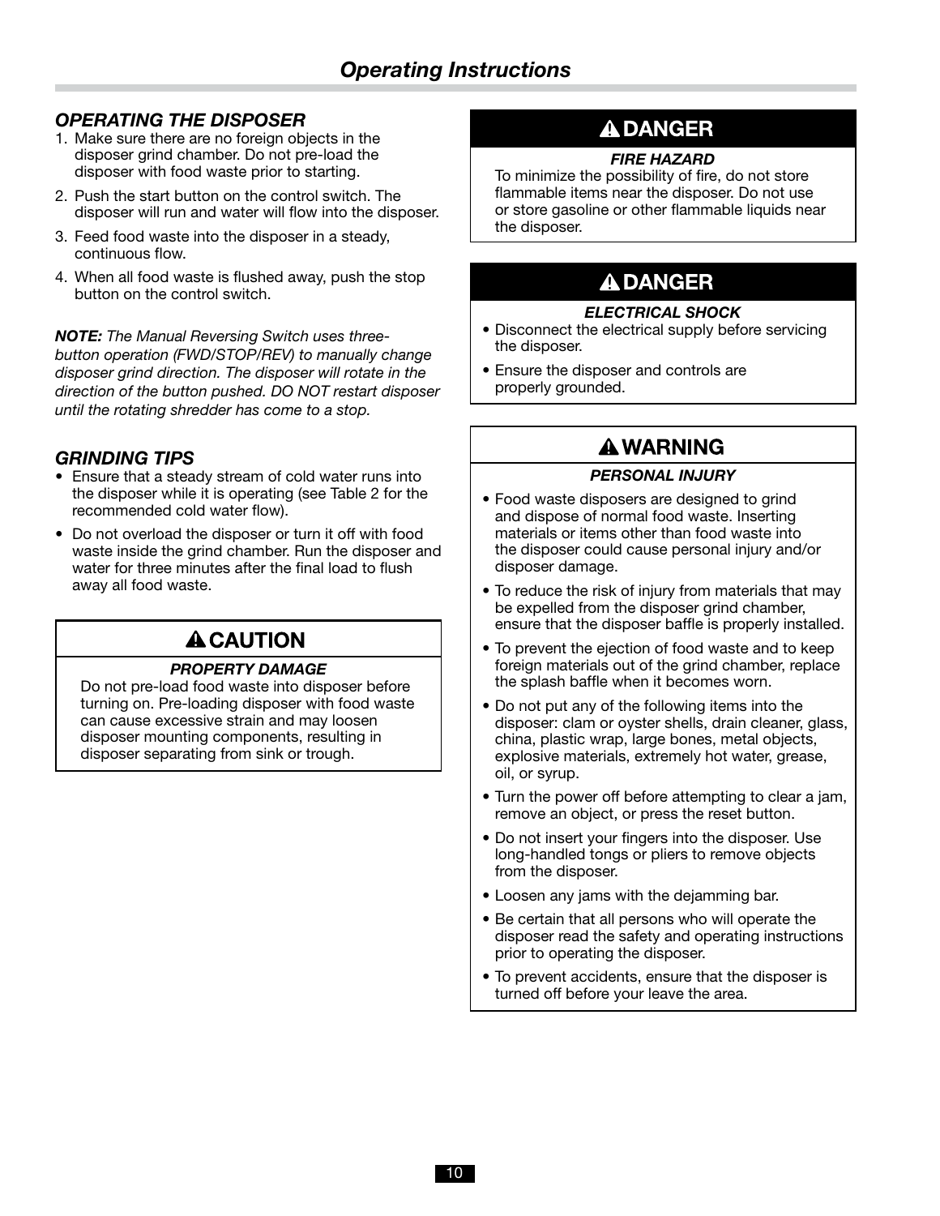# Operating Instructions

## OPERATING THE DISPOSER

1. Make sure there are no foreign objects in the disposer grind chamber. Do not pre-load the disposer with food waste prior to starting.
2. Push the start button on the control switch. The disposer will run and water will flow into the disposer.
3. Feed food waste into the disposer in a steady, continuous flow.
4. When all food waste is flushed away, push the stop button on the control switch.

***NOTE:*** *The Manual Reversing Switch uses three-button operation (FWD/STOP/REV) to manually change disposer grind direction. The disposer will rotate in the direction of the button pushed. DO NOT restart disposer until the rotating shredder has come to a stop.*

## GRINDING TIPS

- Ensure that a steady stream of cold water runs into the disposer while it is operating (see Table 2 for the recommended cold water flow).
- Do not overload the disposer or turn it off with food waste inside the grind chamber. Run the disposer and water for three minutes after the final load to flush away all food waste.

### ⚠ CAUTION

***PROPERTY DAMAGE***

Do not pre-load food waste into disposer before turning on. Pre-loading disposer with food waste can cause excessive strain and may loosen disposer mounting components, resulting in disposer separating from sink or trough.

### ⚠ DANGER

***FIRE HAZARD***

To minimize the possibility of fire, do not store flammable items near the disposer. Do not use or store gasoline or other flammable liquids near the disposer.

### ⚠ DANGER

***ELECTRICAL SHOCK***

- Disconnect the electrical supply before servicing the disposer.
- Ensure the disposer and controls are properly grounded.

### ⚠ WARNING

***PERSONAL INJURY***

- Food waste disposers are designed to grind and dispose of normal food waste. Inserting materials or items other than food waste into the disposer could cause personal injury and/or disposer damage.
- To reduce the risk of injury from materials that may be expelled from the disposer grind chamber, ensure that the disposer baffle is properly installed.
- To prevent the ejection of food waste and to keep foreign materials out of the grind chamber, replace the splash baffle when it becomes worn.
- Do not put any of the following items into the disposer: clam or oyster shells, drain cleaner, glass, china, plastic wrap, large bones, metal objects, explosive materials, extremely hot water, grease, oil, or syrup.
- Turn the power off before attempting to clear a jam, remove an object, or press the reset button.
- Do not insert your fingers into the disposer. Use long-handled tongs or pliers to remove objects from the disposer.
- Loosen any jams with the dejamming bar.
- Be certain that all persons who will operate the disposer read the safety and operating instructions prior to operating the disposer.
- To prevent accidents, ensure that the disposer is turned off before your leave the area.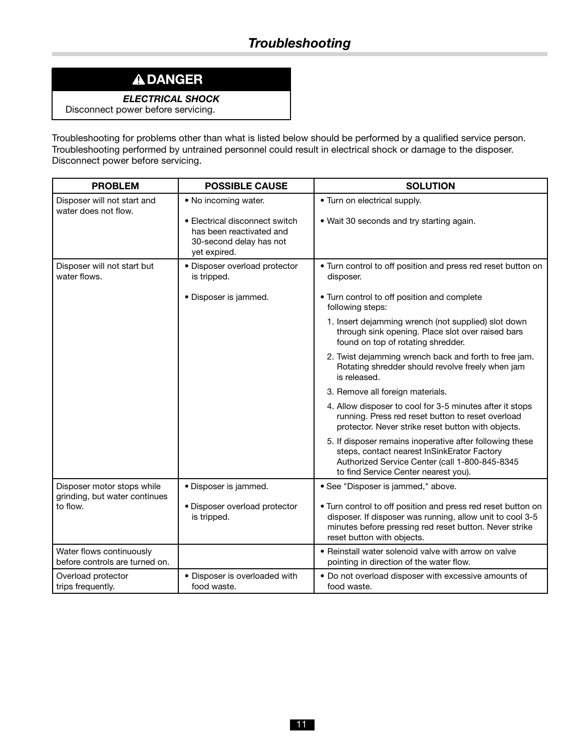## Troubleshooting

**⚠ DANGER**

***ELECTRICAL SHOCK***

Disconnect power before servicing.

Troubleshooting for problems other than what is listed below should be performed by a qualified service person. Troubleshooting performed by untrained personnel could result in electrical shock or damage to the disposer. Disconnect power before servicing.

| PROBLEM | POSSIBLE CAUSE | SOLUTION |
|---|---|---|
| Disposer will not start and water does not flow. | • No incoming water.<br><br>• Electrical disconnect switch has been reactivated and 30-second delay has not yet expired. | • Turn on electrical supply.<br><br>• Wait 30 seconds and try starting again. |
| Disposer will not start but water flows. | • Disposer overload protector is tripped.<br><br>• Disposer is jammed. | • Turn control to off position and press red reset button on disposer.<br><br>• Turn control to off position and complete following steps:<br>1. Insert dejamming wrench (not supplied) slot down through sink opening. Place slot over raised bars found on top of rotating shredder.<br>2. Twist dejamming wrench back and forth to free jam. Rotating shredder should revolve freely when jam is released.<br>3. Remove all foreign materials.<br>4. Allow disposer to cool for 3-5 minutes after it stops running. Press red reset button to reset overload protector. Never strike reset button with objects.<br>5. If disposer remains inoperative after following these steps, contact nearest InSinkErator Factory Authorized Service Center (call 1-800-845-8345 to find Service Center nearest you). |
| Disposer motor stops while grinding, but water continues to flow. | • Disposer is jammed.<br><br>• Disposer overload protector is tripped. | • See "Disposer is jammed," above.<br><br>• Turn control to off position and press red reset button on disposer. If disposer was running, allow unit to cool 3-5 minutes before pressing red reset button. Never strike reset button with objects. |
| Water flows continuously before controls are turned on. | | • Reinstall water solenoid valve with arrow on valve pointing in direction of the water flow. |
| Overload protector trips frequently. | • Disposer is overloaded with food waste. | • Do not overload disposer with excessive amounts of food waste. |